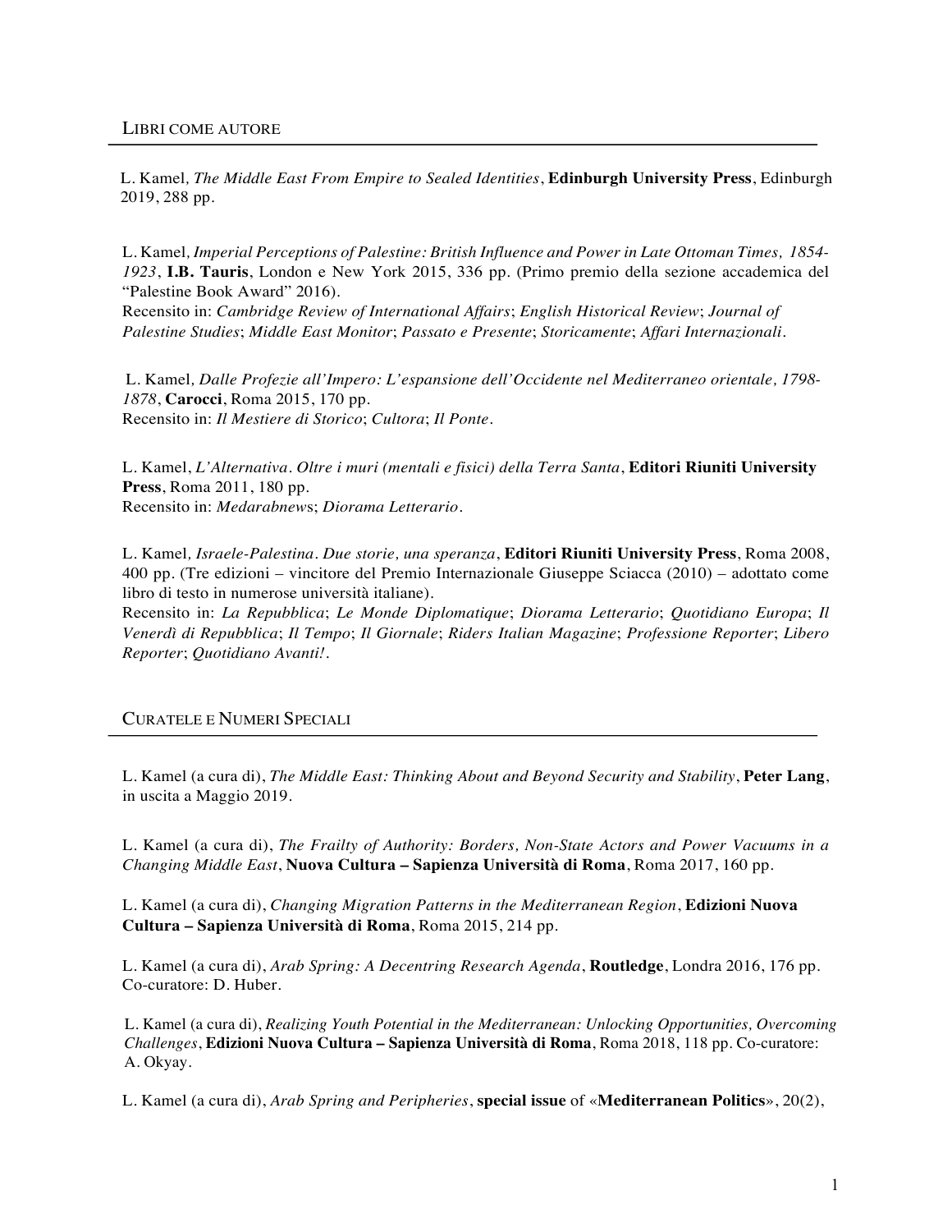## Libri come autore

L. Kamel, *The Middle East From Empire to Sealed Identities*, **Edinburgh University Press**, Edinburgh 2019, 288 pp.

L. Kamel, *Imperial Perceptions of Palestine: British Influence and Power in Late Ottoman Times, 1854-1923*, **I.B. Tauris**, London e New York 2015, 336 pp. (Primo premio della sezione accademica del "Palestine Book Award" 2016).
Recensito in: *Cambridge Review of International Affairs*; *English Historical Review*; *Journal of Palestine Studies*; *Middle East Monitor*; *Passato e Presente*; *Storicamente*; *Affari Internazionali*.

L. Kamel, *Dalle Profezie all'Impero: L'espansione dell'Occidente nel Mediterraneo orientale, 1798-1878*, **Carocci**, Roma 2015, 170 pp.
Recensito in: *Il Mestiere di Storico*; *Cultora*; *Il Ponte*.

L. Kamel, *L'Alternativa. Oltre i muri (mentali e fisici) della Terra Santa*, **Editori Riuniti University Press**, Roma 2011, 180 pp.
Recensito in: *Medarabnews*; *Diorama Letterario*.

L. Kamel, *Israele-Palestina. Due storie, una speranza*, **Editori Riuniti University Press**, Roma 2008, 400 pp. (Tre edizioni – vincitore del Premio Internazionale Giuseppe Sciacca (2010) – adottato come libro di testo in numerose università italiane).
Recensito in: *La Repubblica*; *Le Monde Diplomatique*; *Diorama Letterario*; *Quotidiano Europa*; *Il Venerdì di Repubblica*; *Il Tempo*; *Il Giornale*; *Riders Italian Magazine*; *Professione Reporter*; *Libero Reporter*; *Quotidiano Avanti!*.

## Curatele e Numeri Speciali

L. Kamel (a cura di), *The Middle East: Thinking About and Beyond Security and Stability*, **Peter Lang**, in uscita a Maggio 2019.

L. Kamel (a cura di), *The Frailty of Authority: Borders, Non-State Actors and Power Vacuums in a Changing Middle East*, **Nuova Cultura – Sapienza Università di Roma**, Roma 2017, 160 pp.

L. Kamel (a cura di), *Changing Migration Patterns in the Mediterranean Region*, **Edizioni Nuova Cultura – Sapienza Università di Roma**, Roma 2015, 214 pp.

L. Kamel (a cura di), *Arab Spring: A Decentring Research Agenda*, **Routledge**, Londra 2016, 176 pp. Co-curatore: D. Huber.

L. Kamel (a cura di), *Realizing Youth Potential in the Mediterranean: Unlocking Opportunities, Overcoming Challenges*, **Edizioni Nuova Cultura – Sapienza Università di Roma**, Roma 2018, 118 pp. Co-curatore: A. Okyay.

L. Kamel (a cura di), *Arab Spring and Peripheries*, **special issue** of «**Mediterranean Politics**», 20(2),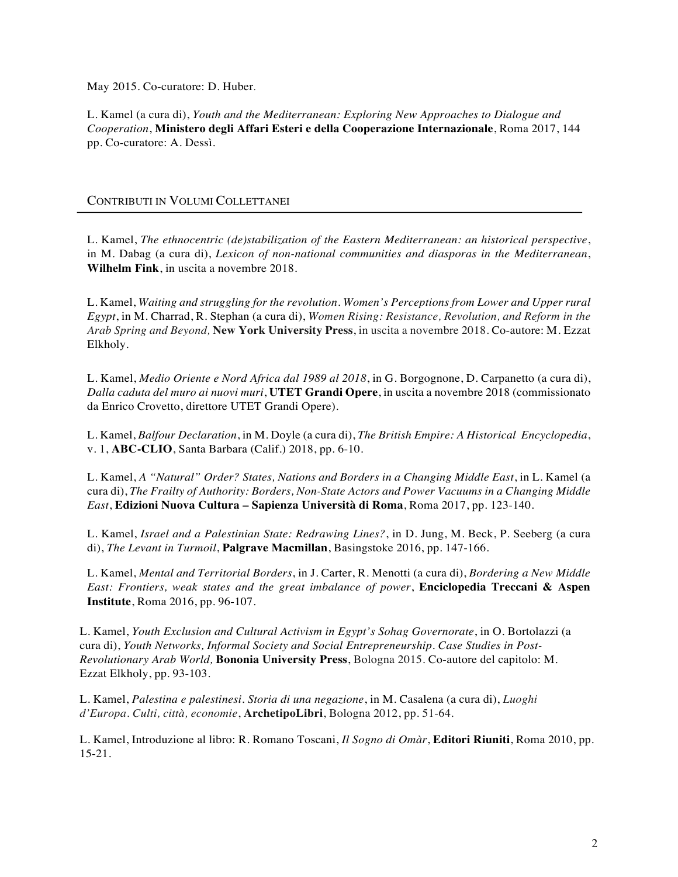May 2015. Co-curatore: D. Huber.

L. Kamel (a cura di), *Youth and the Mediterranean: Exploring New Approaches to Dialogue and Cooperation*, **Ministero degli Affari Esteri e della Cooperazione Internazionale**, Roma 2017, 144 pp. Co-curatore: A. Dessì.

## Contributi in Volumi Collettanei

L. Kamel, *The ethnocentric (de)stabilization of the Eastern Mediterranean: an historical perspective*, in M. Dabag (a cura di), *Lexicon of non-national communities and diasporas in the Mediterranean*, **Wilhelm Fink**, in uscita a novembre 2018.

L. Kamel, *Waiting and struggling for the revolution. Women's Perceptions from Lower and Upper rural Egypt*, in M. Charrad, R. Stephan (a cura di), *Women Rising: Resistance, Revolution, and Reform in the Arab Spring and Beyond,* **New York University Press**, in uscita a novembre 2018. Co-autore: M. Ezzat Elkholy.

L. Kamel, *Medio Oriente e Nord Africa dal 1989 al 2018*, in G. Borgognone, D. Carpanetto (a cura di), *Dalla caduta del muro ai nuovi muri*, **UTET Grandi Opere**, in uscita a novembre 2018 (commissionato da Enrico Crovetto, direttore UTET Grandi Opere).

L. Kamel, *Balfour Declaration*, in M. Doyle (a cura di), *The British Empire: A Historical Encyclopedia*, v. 1, **ABC-CLIO**, Santa Barbara (Calif.) 2018, pp. 6-10.

L. Kamel, *A "Natural" Order? States, Nations and Borders in a Changing Middle East*, in L. Kamel (a cura di), *The Frailty of Authority: Borders, Non-State Actors and Power Vacuums in a Changing Middle East*, **Edizioni Nuova Cultura – Sapienza Università di Roma**, Roma 2017, pp. 123-140.

L. Kamel, *Israel and a Palestinian State: Redrawing Lines?*, in D. Jung, M. Beck, P. Seeberg (a cura di), *The Levant in Turmoil*, **Palgrave Macmillan**, Basingstoke 2016, pp. 147-166.

L. Kamel, *Mental and Territorial Borders*, in J. Carter, R. Menotti (a cura di), *Bordering a New Middle East: Frontiers, weak states and the great imbalance of power*, **Enciclopedia Treccani & Aspen Institute**, Roma 2016, pp. 96-107.

L. Kamel, *Youth Exclusion and Cultural Activism in Egypt's Sohag Governorate*, in O. Bortolazzi (a cura di), *Youth Networks, Informal Society and Social Entrepreneurship. Case Studies in Post-Revolutionary Arab World,* **Bononia University Press**, Bologna 2015. Co-autore del capitolo: M. Ezzat Elkholy, pp. 93-103.

L. Kamel, *Palestina e palestinesi. Storia di una negazione*, in M. Casalena (a cura di), *Luoghi d'Europa. Culti, città, economie*, **ArchetipoLibri**, Bologna 2012, pp. 51-64.

L. Kamel, Introduzione al libro: R. Romano Toscani, *Il Sogno di Omàr*, **Editori Riuniti**, Roma 2010, pp. 15-21.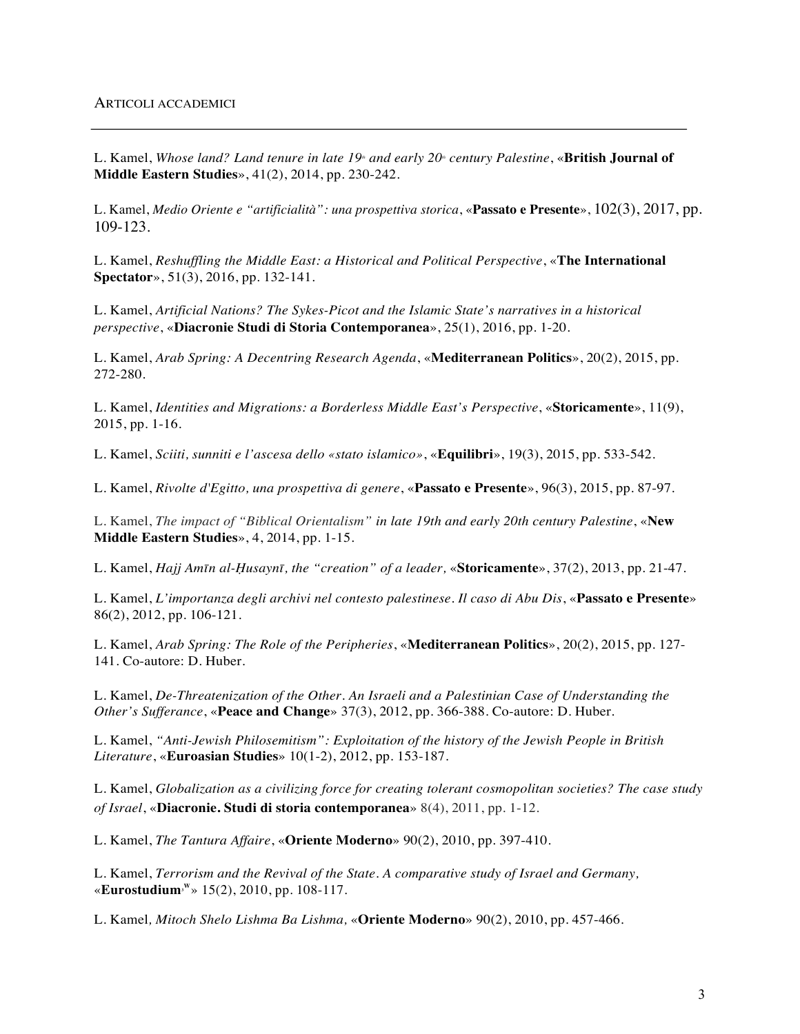## ARTICOLI ACCADEMICI

---

L. Kamel, *Whose land? Land tenure in late 19th and early 20th century Palestine*, «**British Journal of Middle Eastern Studies**», 41(2), 2014, pp. 230-242.

L. Kamel, *Medio Oriente e "artificialità": una prospettiva storica*, «**Passato e Presente**», 102(3), 2017, pp. 109-123.

L. Kamel, *Reshuffling the Middle East: a Historical and Political Perspective*, «**The International Spectator**», 51(3), 2016, pp. 132-141.

L. Kamel, *Artificial Nations? The Sykes-Picot and the Islamic State's narratives in a historical perspective*, «**Diacronie Studi di Storia Contemporanea**», 25(1), 2016, pp. 1-20.

L. Kamel, *Arab Spring: A Decentring Research Agenda*, «**Mediterranean Politics**», 20(2), 2015, pp. 272-280.

L. Kamel, *Identities and Migrations: a Borderless Middle East's Perspective*, «**Storicamente**», 11(9), 2015, pp. 1-16.

L. Kamel, *Sciiti, sunniti e l'ascesa dello «stato islamico»*, «**Equilibri**», 19(3), 2015, pp. 533-542.

L. Kamel, *Rivolte d'Egitto, una prospettiva di genere*, «**Passato e Presente**», 96(3), 2015, pp. 87-97.

L. Kamel, *The impact of "Biblical Orientalism" in late 19th and early 20th century Palestine*, «**New Middle Eastern Studies**», 4, 2014, pp. 1-15.

L. Kamel, *Hajj Amīn al-Ḥusaynī, the "creation" of a leader,* «**Storicamente**», 37(2), 2013, pp. 21-47.

L. Kamel, *L'importanza degli archivi nel contesto palestinese. Il caso di Abu Dis*, «**Passato e Presente**» 86(2), 2012, pp. 106-121.

L. Kamel, *Arab Spring: The Role of the Peripheries*, «**Mediterranean Politics**», 20(2), 2015, pp. 127-141. Co-autore: D. Huber.

L. Kamel, *De-Threatenization of the Other. An Israeli and a Palestinian Case of Understanding the Other's Sufferance*, «**Peace and Change**» 37(3), 2012, pp. 366-388. Co-autore: D. Huber.

L. Kamel, *"Anti-Jewish Philosemitism": Exploitation of the history of the Jewish People in British Literature*, «**Euroasian Studies**» 10(1-2), 2012, pp. 153-187.

L. Kamel, *Globalization as a civilizing force for creating tolerant cosmopolitan societies? The case study of Israel*, «**Diacronie. Studi di storia contemporanea**» 8(4), 2011, pp. 1-12.

L. Kamel, *The Tantura Affaire*, «**Oriente Moderno**» 90(2), 2010, pp. 397-410.

L. Kamel, *Terrorism and the Revival of the State. A comparative study of Israel and Germany,* «**Eurostudium**[3w]» 15(2), 2010, pp. 108-117.

L. Kamel*, Mitoch Shelo Lishma Ba Lishma,* «**Oriente Moderno**» 90(2), 2010, pp. 457-466.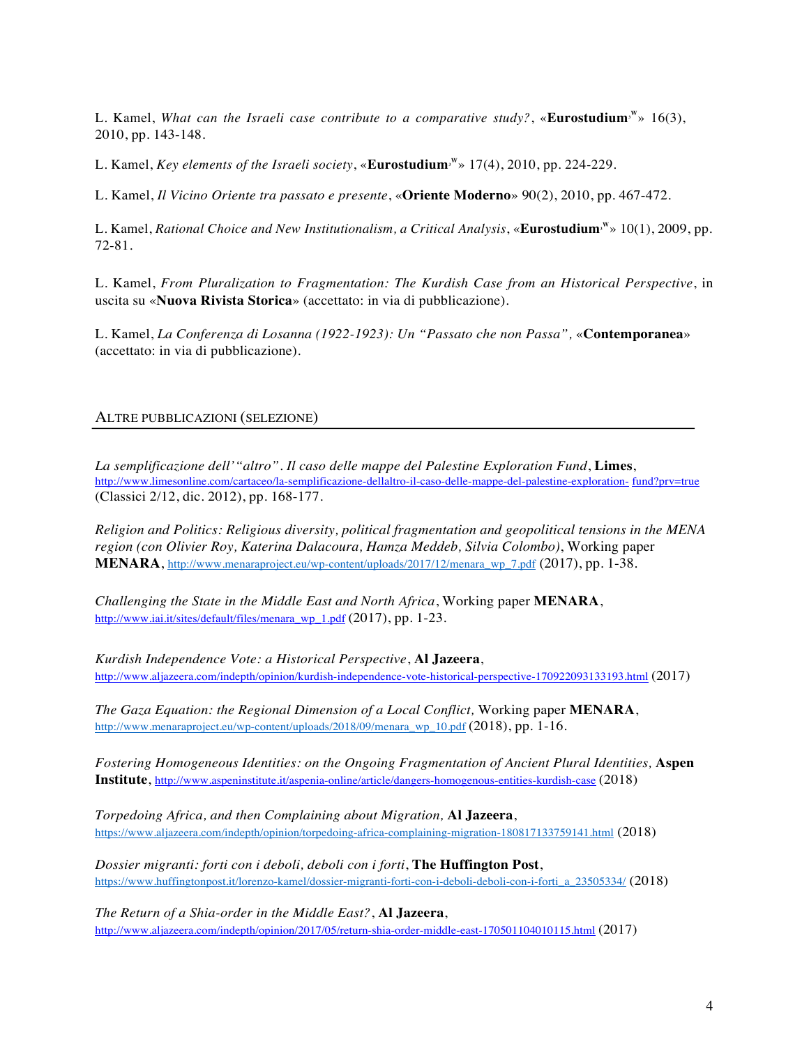L. Kamel, *What can the Israeli case contribute to a comparative study?*, «**Eurostudium**[w]» 16(3), 2010, pp. 143-148.

L. Kamel, *Key elements of the Israeli society*, «**Eurostudium**[w]» 17(4), 2010, pp. 224-229.

L. Kamel, *Il Vicino Oriente tra passato e presente*, «**Oriente Moderno**» 90(2), 2010, pp. 467-472.

L. Kamel, *Rational Choice and New Institutionalism, a Critical Analysis*, «**Eurostudium**[w]» 10(1), 2009, pp. 72-81.

L. Kamel, *From Pluralization to Fragmentation: The Kurdish Case from an Historical Perspective*, in uscita su «**Nuova Rivista Storica**» (accettato: in via di pubblicazione).

L. Kamel, *La Conferenza di Losanna (1922-1923): Un "Passato che non Passa"*, «**Contemporanea**» (accettato: in via di pubblicazione).

## ALTRE PUBBLICAZIONI (SELEZIONE)

*La semplificazione dell'"altro". Il caso delle mappe del Palestine Exploration Fund*, **Limes**, http://www.limesonline.com/cartaceo/la-semplificazione-dellaltro-il-caso-delle-mappe-del-palestine-exploration-fund?prv=true (Classici 2/12, dic. 2012), pp. 168-177.

*Religion and Politics: Religious diversity, political fragmentation and geopolitical tensions in the MENA region (con Olivier Roy, Katerina Dalacoura, Hamza Meddeb, Silvia Colombo)*, Working paper **MENARA**, http://www.menaraproject.eu/wp-content/uploads/2017/12/menara_wp_7.pdf (2017), pp. 1-38.

*Challenging the State in the Middle East and North Africa*, Working paper **MENARA**, http://www.iai.it/sites/default/files/menara_wp_1.pdf (2017), pp. 1-23.

*Kurdish Independence Vote: a Historical Perspective*, **Al Jazeera**, http://www.aljazeera.com/indepth/opinion/kurdish-independence-vote-historical-perspective-170922093133193.html (2017)

*The Gaza Equation: the Regional Dimension of a Local Conflict,* Working paper **MENARA**, http://www.menaraproject.eu/wp-content/uploads/2018/09/menara_wp_10.pdf (2018), pp. 1-16.

*Fostering Homogeneous Identities: on the Ongoing Fragmentation of Ancient Plural Identities,* **Aspen Institute**, http://www.aspeninstitute.it/aspenia-online/article/dangers-homogenous-entities-kurdish-case (2018)

*Torpedoing Africa, and then Complaining about Migration,* **Al Jazeera**, https://www.aljazeera.com/indepth/opinion/torpedoing-africa-complaining-migration-180817133759141.html (2018)

*Dossier migranti: forti con i deboli, deboli con i forti*, **The Huffington Post**, https://www.huffingtonpost.it/lorenzo-kamel/dossier-migranti-forti-con-i-deboli-deboli-con-i-forti_a_23505334/ (2018)

*The Return of a Shia-order in the Middle East?*, **Al Jazeera**, http://www.aljazeera.com/indepth/opinion/2017/05/return-shia-order-middle-east-170501104010115.html (2017)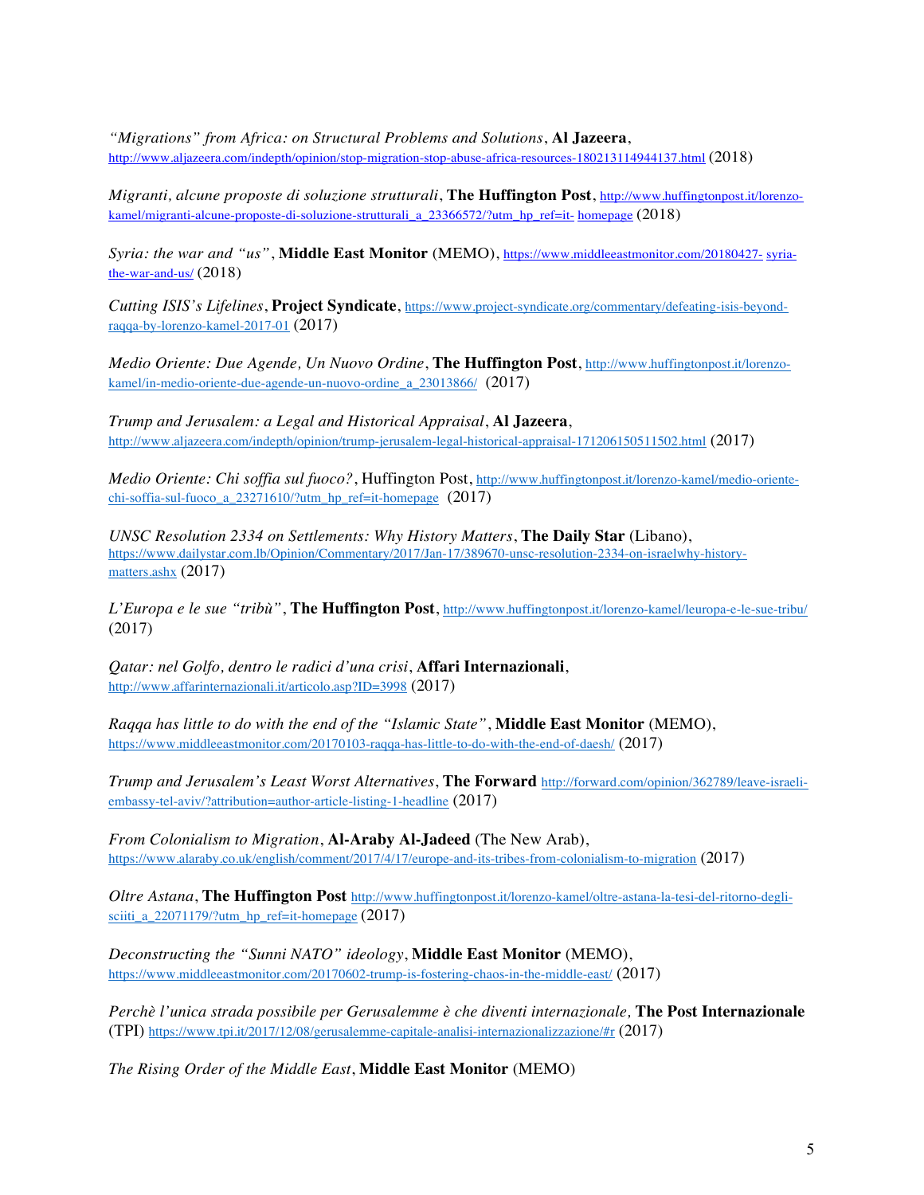*"Migrations" from Africa: on Structural Problems and Solutions*, **Al Jazeera**, http://www.aljazeera.com/indepth/opinion/stop-migration-stop-abuse-africa-resources-180213114944137.html (2018)

*Migranti, alcune proposte di soluzione strutturali*, **The Huffington Post**, http://www.huffingtonpost.it/lorenzo-kamel/migranti-alcune-proposte-di-soluzione-strutturali_a_23366572/?utm_hp_ref=it-homepage (2018)

*Syria: the war and "us"*, **Middle East Monitor** (MEMO), https://www.middleeastmonitor.com/20180427-syria-the-war-and-us/ (2018)

*Cutting ISIS's Lifelines*, **Project Syndicate**, https://www.project-syndicate.org/commentary/defeating-isis-beyond-raqqa-by-lorenzo-kamel-2017-01 (2017)

*Medio Oriente: Due Agende, Un Nuovo Ordine*, **The Huffington Post**, http://www.huffingtonpost.it/lorenzo-kamel/in-medio-oriente-due-agende-un-nuovo-ordine_a_23013866/ (2017)

*Trump and Jerusalem: a Legal and Historical Appraisal*, **Al Jazeera**, http://www.aljazeera.com/indepth/opinion/trump-jerusalem-legal-historical-appraisal-171206150511502.html (2017)

*Medio Oriente: Chi soffia sul fuoco?*, Huffington Post, http://www.huffingtonpost.it/lorenzo-kamel/medio-oriente-chi-soffia-sul-fuoco_a_23271610/?utm_hp_ref=it-homepage (2017)

*UNSC Resolution 2334 on Settlements: Why History Matters*, **The Daily Star** (Libano), https://www.dailystar.com.lb/Opinion/Commentary/2017/Jan-17/389670-unsc-resolution-2334-on-israelwhy-history-matters.ashx (2017)

*L'Europa e le sue "tribù"*, **The Huffington Post**, http://www.huffingtonpost.it/lorenzo-kamel/leuropa-e-le-sue-tribu/ (2017)

*Qatar: nel Golfo, dentro le radici d'una crisi*, **Affari Internazionali**, http://www.affarinternazionali.it/articolo.asp?ID=3998 (2017)

*Raqqa has little to do with the end of the "Islamic State"*, **Middle East Monitor** (MEMO), https://www.middleeastmonitor.com/20170103-raqqa-has-little-to-do-with-the-end-of-daesh/ (2017)

*Trump and Jerusalem's Least Worst Alternatives*, **The Forward** http://forward.com/opinion/362789/leave-israeli-embassy-tel-aviv/?attribution=author-article-listing-1-headline (2017)

*From Colonialism to Migration*, **Al-Araby Al-Jadeed** (The New Arab), https://www.alaraby.co.uk/english/comment/2017/4/17/europe-and-its-tribes-from-colonialism-to-migration (2017)

*Oltre Astana*, **The Huffington Post** http://www.huffingtonpost.it/lorenzo-kamel/oltre-astana-la-tesi-del-ritorno-degli-sciiti_a_22071179/?utm_hp_ref=it-homepage (2017)

*Deconstructing the "Sunni NATO" ideology*, **Middle East Monitor** (MEMO), https://www.middleeastmonitor.com/20170602-trump-is-fostering-chaos-in-the-middle-east/ (2017)

*Perchè l'unica strada possibile per Gerusalemme è che diventi internazionale,* **The Post Internazionale** (TPI) https://www.tpi.it/2017/12/08/gerusalemme-capitale-analisi-internazionalizzazione/#r (2017)

*The Rising Order of the Middle East*, **Middle East Monitor** (MEMO)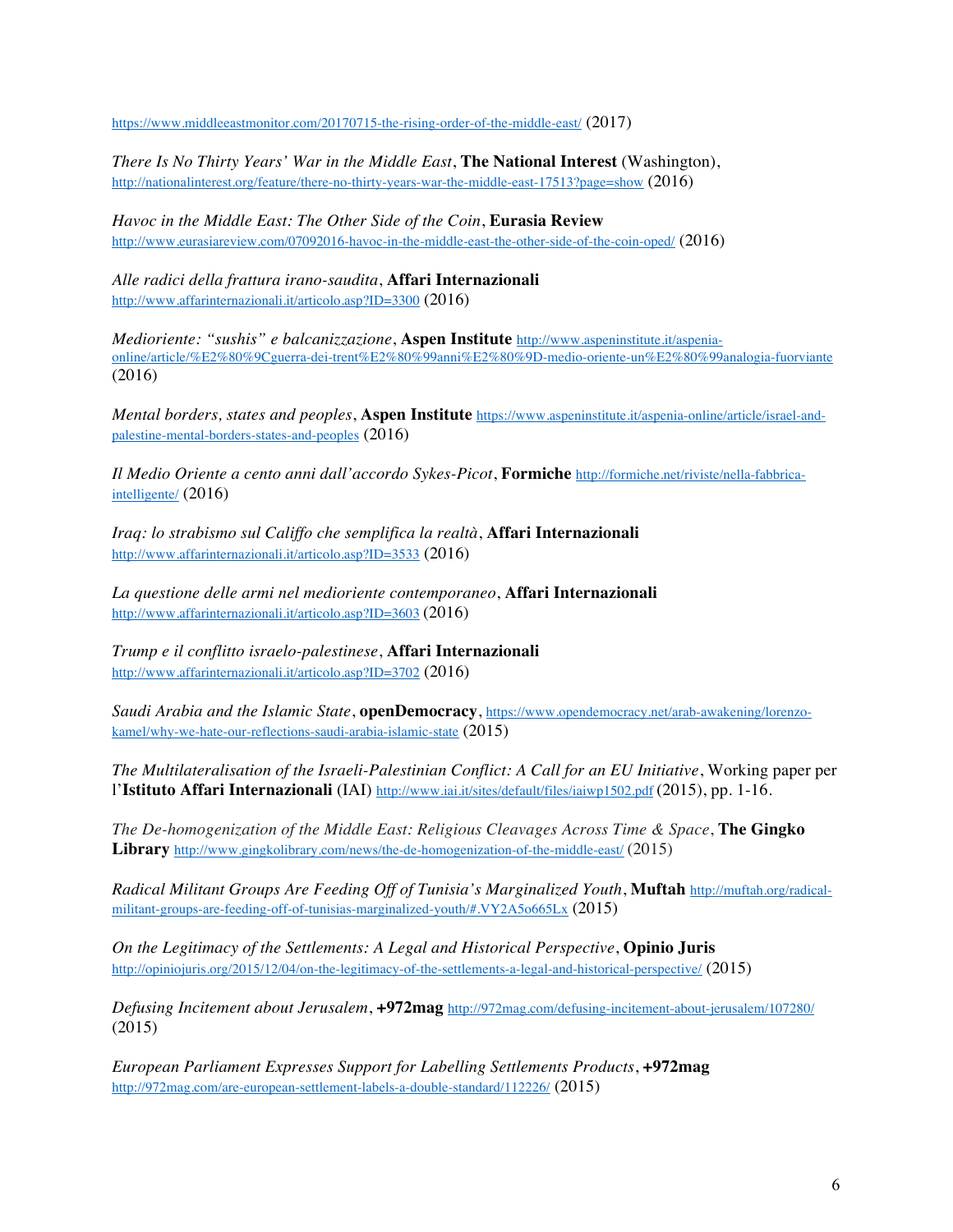https://www.middleeastmonitor.com/20170715-the-rising-order-of-the-middle-east/ (2017)

*There Is No Thirty Years' War in the Middle East*, **The National Interest** (Washington), http://nationalinterest.org/feature/there-no-thirty-years-war-the-middle-east-17513?page=show (2016)

*Havoc in the Middle East: The Other Side of the Coin*, **Eurasia Review** http://www.eurasiareview.com/07092016-havoc-in-the-middle-east-the-other-side-of-the-coin-oped/ (2016)

*Alle radici della frattura irano-saudita*, **Affari Internazionali** http://www.affarinternazionali.it/articolo.asp?ID=3300 (2016)

*Medioriente: "sushis" e balcanizzazione*, **Aspen Institute** http://www.aspeninstitute.it/aspenia-online/article/%E2%80%9Cguerra-dei-trent%E2%80%99anni%E2%80%9D-medio-oriente-un%E2%80%99analogia-fuorviante (2016)

*Mental borders, states and peoples*, **Aspen Institute** https://www.aspeninstitute.it/aspenia-online/article/israel-and-palestine-mental-borders-states-and-peoples (2016)

*Il Medio Oriente a cento anni dall'accordo Sykes-Picot*, **Formiche** http://formiche.net/riviste/nella-fabbrica-intelligente/ (2016)

*Iraq: lo strabismo sul Califfo che semplifica la realtà*, **Affari Internazionali** http://www.affarinternazionali.it/articolo.asp?ID=3533 (2016)

*La questione delle armi nel medioriente contemporaneo*, **Affari Internazionali** http://www.affarinternazionali.it/articolo.asp?ID=3603 (2016)

*Trump e il conflitto israelo-palestinese*, **Affari Internazionali** http://www.affarinternazionali.it/articolo.asp?ID=3702 (2016)

*Saudi Arabia and the Islamic State*, **openDemocracy**, https://www.opendemocracy.net/arab-awakening/lorenzo-kamel/why-we-hate-our-reflections-saudi-arabia-islamic-state (2015)

*The Multilateralisation of the Israeli-Palestinian Conflict: A Call for an EU Initiative*, Working paper per l'**Istituto Affari Internazionali** (IAI) http://www.iai.it/sites/default/files/iaiwp1502.pdf (2015), pp. 1-16.

*The De-homogenization of the Middle East: Religious Cleavages Across Time & Space*, **The Gingko Library** http://www.gingkolibrary.com/news/the-de-homogenization-of-the-middle-east/ (2015)

*Radical Militant Groups Are Feeding Off of Tunisia's Marginalized Youth*, **Muftah** http://muftah.org/radical-militant-groups-are-feeding-off-of-tunisias-marginalized-youth/#.VY2A5o665Lx (2015)

*On the Legitimacy of the Settlements: A Legal and Historical Perspective*, **Opinio Juris** http://opiniojuris.org/2015/12/04/on-the-legitimacy-of-the-settlements-a-legal-and-historical-perspective/ (2015)

*Defusing Incitement about Jerusalem*, **+972mag** http://972mag.com/defusing-incitement-about-jerusalem/107280/ (2015)

*European Parliament Expresses Support for Labelling Settlements Products*, **+972mag** http://972mag.com/are-european-settlement-labels-a-double-standard/112226/ (2015)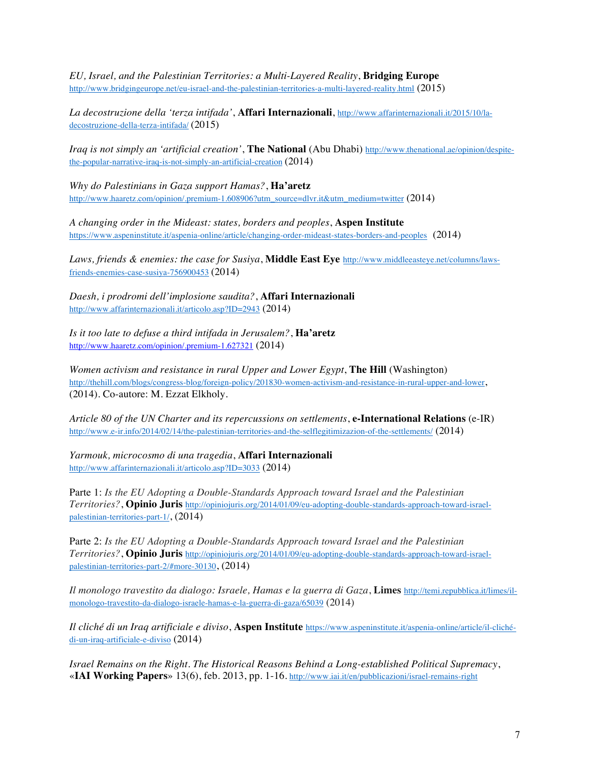*EU, Israel, and the Palestinian Territories: a Multi-Layered Reality*, **Bridging Europe** http://www.bridgingeurope.net/eu-israel-and-the-palestinian-territories-a-multi-layered-reality.html (2015)

*La decostruzione della 'terza intifada'*, **Affari Internazionali**, http://www.affarinternazionali.it/2015/10/la-decostruzione-della-terza-intifada/ (2015)

*Iraq is not simply an 'artificial creation'*, **The National** (Abu Dhabi) http://www.thenational.ae/opinion/despite-the-popular-narrative-iraq-is-not-simply-an-artificial-creation (2014)

*Why do Palestinians in Gaza support Hamas?*, **Ha'aretz** http://www.haaretz.com/opinion/.premium-1.608906?utm_source=dlvr.it&utm_medium=twitter (2014)

*A changing order in the Mideast: states, borders and peoples*, **Aspen Institute** https://www.aspeninstitute.it/aspenia-online/article/changing-order-mideast-states-borders-and-peoples (2014)

*Laws, friends & enemies: the case for Susiya*, **Middle East Eye** http://www.middleeasteye.net/columns/laws-friends-enemies-case-susiya-756900453 (2014)

*Daesh, i prodromi dell'implosione saudita?*, **Affari Internazionali** http://www.affarinternazionali.it/articolo.asp?ID=2943 (2014)

*Is it too late to defuse a third intifada in Jerusalem?*, **Ha'aretz** http://www.haaretz.com/opinion/.premium-1.627321 (2014)

*Women activism and resistance in rural Upper and Lower Egypt*, **The Hill** (Washington) http://thehill.com/blogs/congress-blog/foreign-policy/201830-women-activism-and-resistance-in-rural-upper-and-lower, (2014). Co-autore: M. Ezzat Elkholy.

*Article 80 of the UN Charter and its repercussions on settlements*, **e-International Relations** (e-IR) http://www.e-ir.info/2014/02/14/the-palestinian-territories-and-the-selflegitimizazion-of-the-settlements/ (2014)

*Yarmouk, microcosmo di una tragedia*, **Affari Internazionali** http://www.affarinternazionali.it/articolo.asp?ID=3033 (2014)

Parte 1: *Is the EU Adopting a Double-Standards Approach toward Israel and the Palestinian Territories?*, **Opinio Juris** http://opiniojuris.org/2014/01/09/eu-adopting-double-standards-approach-toward-israel-palestinian-territories-part-1/, (2014)

Parte 2: *Is the EU Adopting a Double-Standards Approach toward Israel and the Palestinian Territories?*, **Opinio Juris** http://opiniojuris.org/2014/01/09/eu-adopting-double-standards-approach-toward-israel-palestinian-territories-part-2/#more-30130, (2014)

*Il monologo travestito da dialogo: Israele, Hamas e la guerra di Gaza*, **Limes** http://temi.repubblica.it/limes/il-monologo-travestito-da-dialogo-israele-hamas-e-la-guerra-di-gaza/65039 (2014)

*Il cliché di un Iraq artificiale e diviso*, **Aspen Institute** https://www.aspeninstitute.it/aspenia-online/article/il-cliché-di-un-iraq-artificiale-e-diviso (2014)

*Israel Remains on the Right. The Historical Reasons Behind a Long-established Political Supremacy*, «**IAI Working Papers**» 13(6), feb. 2013, pp. 1-16. http://www.iai.it/en/pubblicazioni/israel-remains-right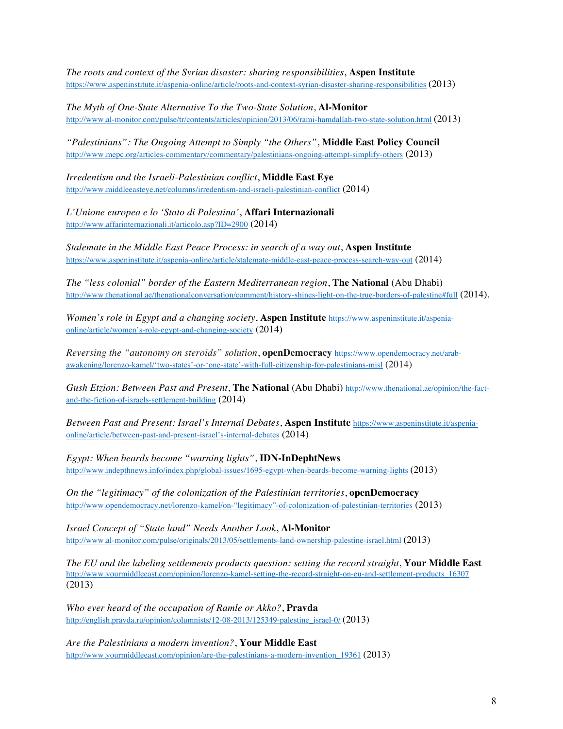*The roots and context of the Syrian disaster: sharing responsibilities*, **Aspen Institute** https://www.aspeninstitute.it/aspenia-online/article/roots-and-context-syrian-disaster-sharing-responsibilities (2013)

*The Myth of One-State Alternative To the Two-State Solution*, **Al-Monitor** http://www.al-monitor.com/pulse/tr/contents/articles/opinion/2013/06/rami-hamdallah-two-state-solution.html (2013)

*"Palestinians": The Ongoing Attempt to Simply "the Others"*, **Middle East Policy Council** http://www.mepc.org/articles-commentary/commentary/palestinians-ongoing-attempt-simplify-others (2013)

*Irredentism and the Israeli-Palestinian conflict*, **Middle East Eye** http://www.middleeasteye.net/columns/irredentism-and-israeli-palestinian-conflict (2014)

*L'Unione europea e lo 'Stato di Palestina'*, **Affari Internazionali** http://www.affarinternazionali.it/articolo.asp?ID=2900 (2014)

*Stalemate in the Middle East Peace Process: in search of a way out*, **Aspen Institute** https://www.aspeninstitute.it/aspenia-online/article/stalemate-middle-east-peace-process-search-way-out (2014)

*The "less colonial" border of the Eastern Mediterranean region*, **The National** (Abu Dhabi) http://www.thenational.ae/thenationalconversation/comment/history-shines-light-on-the-true-borders-of-palestine#full (2014).

*Women's role in Egypt and a changing society*, **Aspen Institute** https://www.aspeninstitute.it/aspenia-online/article/women's-role-egypt-and-changing-society (2014)

*Reversing the "autonomy on steroids" solution*, **openDemocracy** https://www.opendemocracy.net/arab-awakening/lorenzo-kamel/'two-states'-or-'one-state'-with-full-citizenship-for-palestinians-misl (2014)

*Gush Etzion: Between Past and Present*, **The National** (Abu Dhabi) http://www.thenational.ae/opinion/the-fact-and-the-fiction-of-israels-settlement-building (2014)

*Between Past and Present: Israel's Internal Debates*, **Aspen Institute** https://www.aspeninstitute.it/aspenia-online/article/between-past-and-present-israel's-internal-debates (2014)

*Egypt: When beards become "warning lights"*, **IDN-InDephtNews** http://www.indepthnews.info/index.php/global-issues/1695-egypt-when-beards-become-warning-lights (2013)

*On the "legitimacy" of the colonization of the Palestinian territories*, **openDemocracy** http://www.opendemocracy.net/lorenzo-kamel/on-"legitimacy"-of-colonization-of-palestinian-territories (2013)

*Israel Concept of "State land" Needs Another Look*, **Al-Monitor** http://www.al-monitor.com/pulse/originals/2013/05/settlements-land-ownership-palestine-israel.html (2013)

*The EU and the labeling settlements products question: setting the record straight*, **Your Middle East** http://www.yourmiddleeast.com/opinion/lorenzo-kamel-setting-the-record-straight-on-eu-and-settlement-products_16307 (2013)

*Who ever heard of the occupation of Ramle or Akko?*, **Pravda** http://english.pravda.ru/opinion/columnists/12-08-2013/125349-palestine_israel-0/ (2013)

*Are the Palestinians a modern invention?*, **Your Middle East** http://www.yourmiddleeast.com/opinion/are-the-palestinians-a-modern-invention_19361 (2013)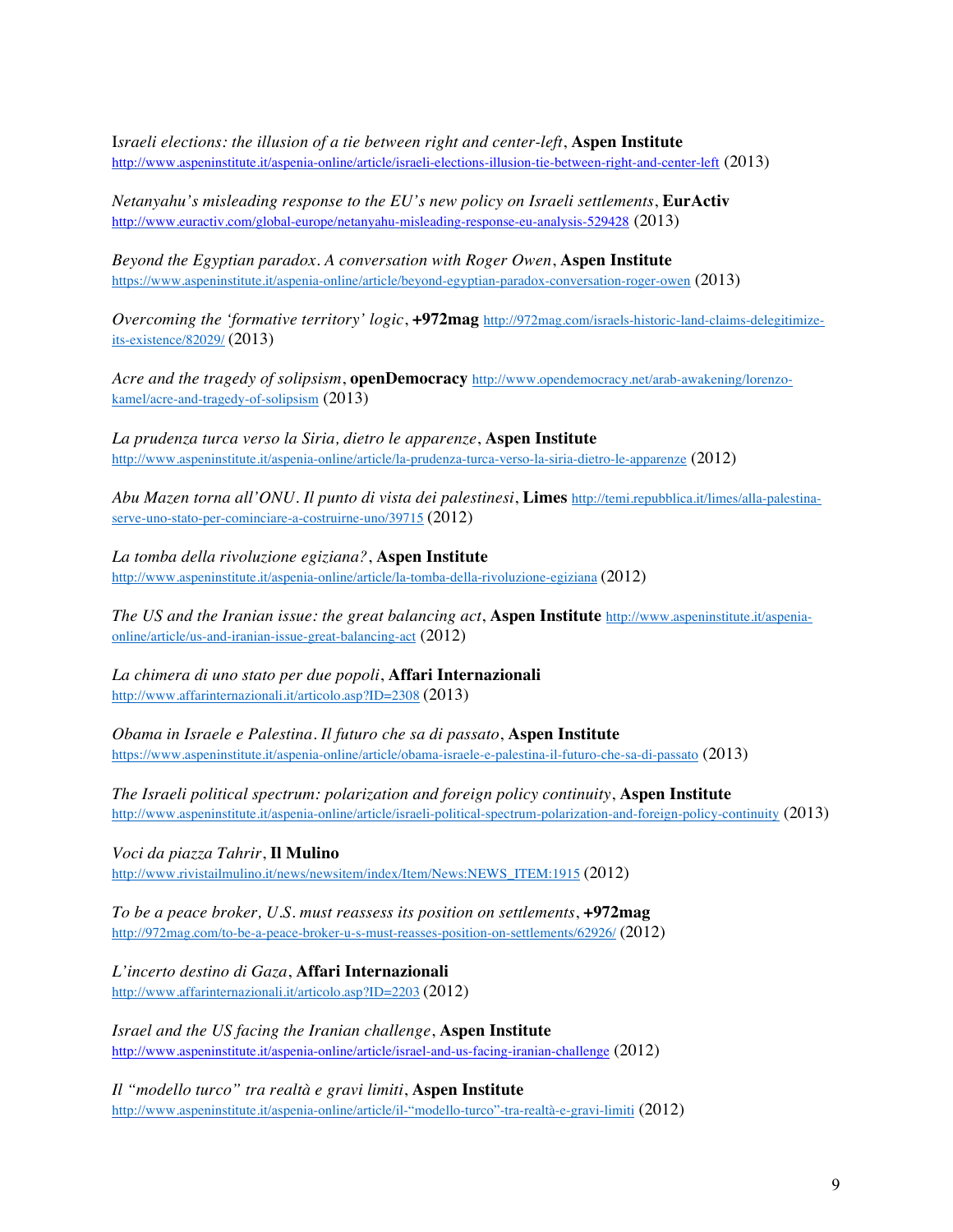*Israeli elections: the illusion of a tie between right and center-left*, **Aspen Institute** http://www.aspeninstitute.it/aspenia-online/article/israeli-elections-illusion-tie-between-right-and-center-left (2013)

*Netanyahu's misleading response to the EU's new policy on Israeli settlements*, **EurActiv** http://www.euractiv.com/global-europe/netanyahu-misleading-response-eu-analysis-529428 (2013)

*Beyond the Egyptian paradox. A conversation with Roger Owen*, **Aspen Institute** https://www.aspeninstitute.it/aspenia-online/article/beyond-egyptian-paradox-conversation-roger-owen (2013)

*Overcoming the 'formative territory' logic*, **+972mag** http://972mag.com/israels-historic-land-claims-delegitimize-its-existence/82029/ (2013)

*Acre and the tragedy of solipsism*, **openDemocracy** http://www.opendemocracy.net/arab-awakening/lorenzo-kamel/acre-and-tragedy-of-solipsism (2013)

*La prudenza turca verso la Siria, dietro le apparenze*, **Aspen Institute** http://www.aspeninstitute.it/aspenia-online/article/la-prudenza-turca-verso-la-siria-dietro-le-apparenze (2012)

*Abu Mazen torna all'ONU. Il punto di vista dei palestinesi*, **Limes** http://temi.repubblica.it/limes/alla-palestina-serve-uno-stato-per-cominciare-a-costruirne-uno/39715 (2012)

*La tomba della rivoluzione egiziana?*, **Aspen Institute** http://www.aspeninstitute.it/aspenia-online/article/la-tomba-della-rivoluzione-egiziana (2012)

*The US and the Iranian issue: the great balancing act*, **Aspen Institute** http://www.aspeninstitute.it/aspenia-online/article/us-and-iranian-issue-great-balancing-act (2012)

*La chimera di uno stato per due popoli*, **Affari Internazionali** http://www.affarinternazionali.it/articolo.asp?ID=2308 (2013)

*Obama in Israele e Palestina. Il futuro che sa di passato*, **Aspen Institute** https://www.aspeninstitute.it/aspenia-online/article/obama-israele-e-palestina-il-futuro-che-sa-di-passato (2013)

*The Israeli political spectrum: polarization and foreign policy continuity*, **Aspen Institute** http://www.aspeninstitute.it/aspenia-online/article/israeli-political-spectrum-polarization-and-foreign-policy-continuity (2013)

*Voci da piazza Tahrir*, **Il Mulino** http://www.rivistailmulino.it/news/newsitem/index/Item/News:NEWS_ITEM:1915 (2012)

*To be a peace broker, U.S. must reassess its position on settlements*, **+972mag** http://972mag.com/to-be-a-peace-broker-u-s-must-reasses-position-on-settlements/62926/ (2012)

*L'incerto destino di Gaza*, **Affari Internazionali** http://www.affarinternazionali.it/articolo.asp?ID=2203 (2012)

*Israel and the US facing the Iranian challenge*, **Aspen Institute** http://www.aspeninstitute.it/aspenia-online/article/israel-and-us-facing-iranian-challenge (2012)

*Il "modello turco" tra realtà e gravi limiti*, **Aspen Institute** http://www.aspeninstitute.it/aspenia-online/article/il-"modello-turco"-tra-realtà-e-gravi-limiti (2012)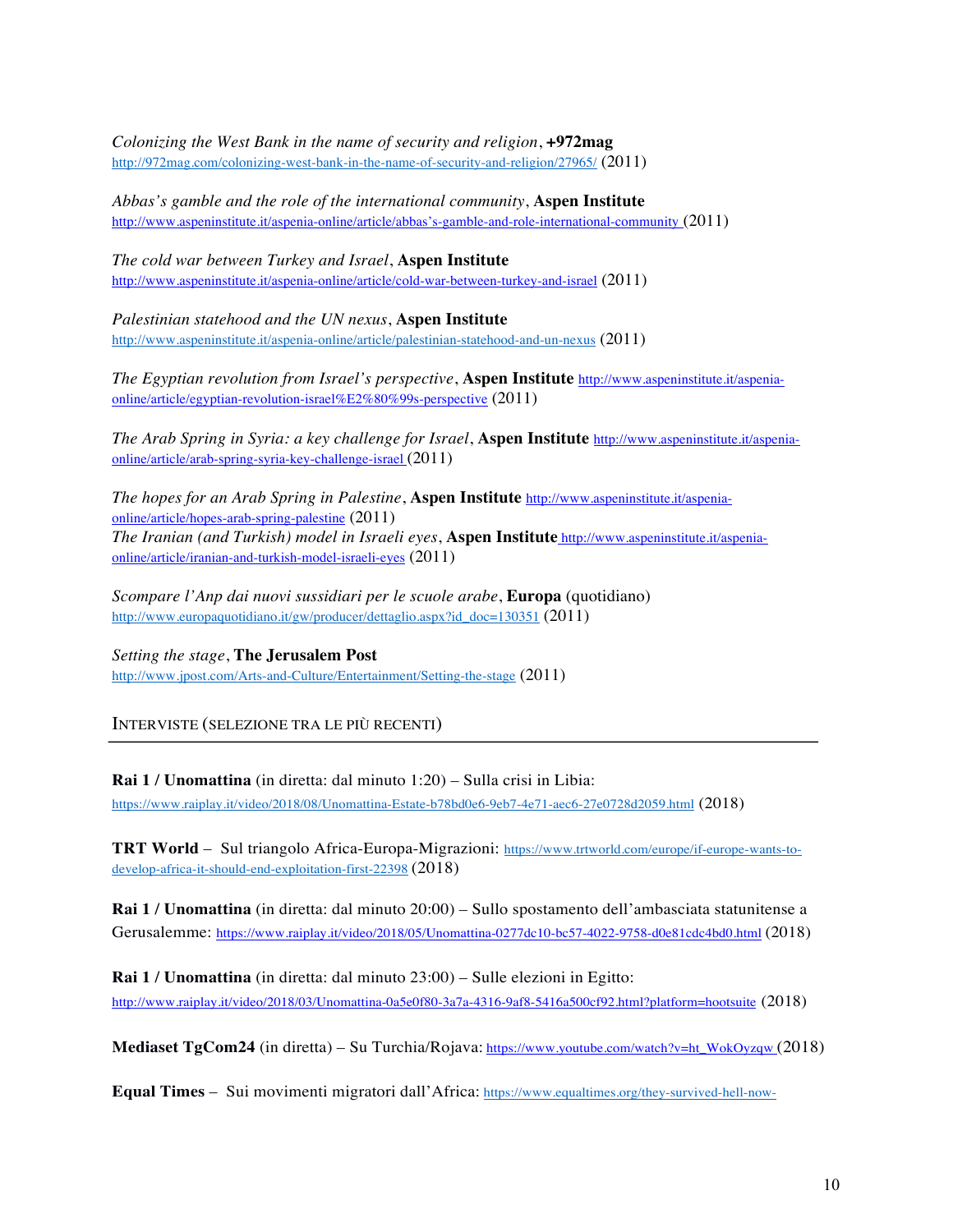*Colonizing the West Bank in the name of security and religion*, **+972mag** http://972mag.com/colonizing-west-bank-in-the-name-of-security-and-religion/27965/ (2011)

*Abbas's gamble and the role of the international community*, **Aspen Institute** http://www.aspeninstitute.it/aspenia-online/article/abbas's-gamble-and-role-international-community (2011)

*The cold war between Turkey and Israel*, **Aspen Institute** http://www.aspeninstitute.it/aspenia-online/article/cold-war-between-turkey-and-israel (2011)

*Palestinian statehood and the UN nexus*, **Aspen Institute** http://www.aspeninstitute.it/aspenia-online/article/palestinian-statehood-and-un-nexus (2011)

*The Egyptian revolution from Israel's perspective*, **Aspen Institute** http://www.aspeninstitute.it/aspenia-online/article/egyptian-revolution-israel%E2%80%99s-perspective (2011)

*The Arab Spring in Syria: a key challenge for Israel*, **Aspen Institute** http://www.aspeninstitute.it/aspenia-online/article/arab-spring-syria-key-challenge-israel (2011)

*The hopes for an Arab Spring in Palestine*, **Aspen Institute** http://www.aspeninstitute.it/aspenia-online/article/hopes-arab-spring-palestine (2011)
*The Iranian (and Turkish) model in Israeli eyes*, **Aspen Institute** http://www.aspeninstitute.it/aspenia-online/article/iranian-and-turkish-model-israeli-eyes (2011)

*Scompare l'Anp dai nuovi sussidiari per le scuole arabe*, **Europa** (quotidiano) http://www.europaquotidiano.it/gw/producer/dettaglio.aspx?id_doc=130351 (2011)

*Setting the stage*, **The Jerusalem Post** http://www.jpost.com/Arts-and-Culture/Entertainment/Setting-the-stage (2011)

## INTERVISTE (SELEZIONE TRA LE PIÙ RECENTI)

**Rai 1 / Unomattina** (in diretta: dal minuto 1:20) – Sulla crisi in Libia: https://www.raiplay.it/video/2018/08/Unomattina-Estate-b78bd0e6-9eb7-4e71-aec6-27e0728d2059.html (2018)

**TRT World** – Sul triangolo Africa-Europa-Migrazioni: https://www.trtworld.com/europe/if-europe-wants-to-develop-africa-it-should-end-exploitation-first-22398 (2018)

**Rai 1 / Unomattina** (in diretta: dal minuto 20:00) – Sullo spostamento dell'ambasciata statunitense a Gerusalemme: https://www.raiplay.it/video/2018/05/Unomattina-0277dc10-bc57-4022-9758-d0e81cdc4bd0.html (2018)

**Rai 1 / Unomattina** (in diretta: dal minuto 23:00) – Sulle elezioni in Egitto: http://www.raiplay.it/video/2018/03/Unomattina-0a5e0f80-3a7a-4316-9af8-5416a500cf92.html?platform=hootsuite (2018)

**Mediaset TgCom24** (in diretta) – Su Turchia/Rojava: https://www.youtube.com/watch?v=ht_WokOyzqw (2018)

**Equal Times** – Sui movimenti migratori dall'Africa: https://www.equaltimes.org/they-survived-hell-now-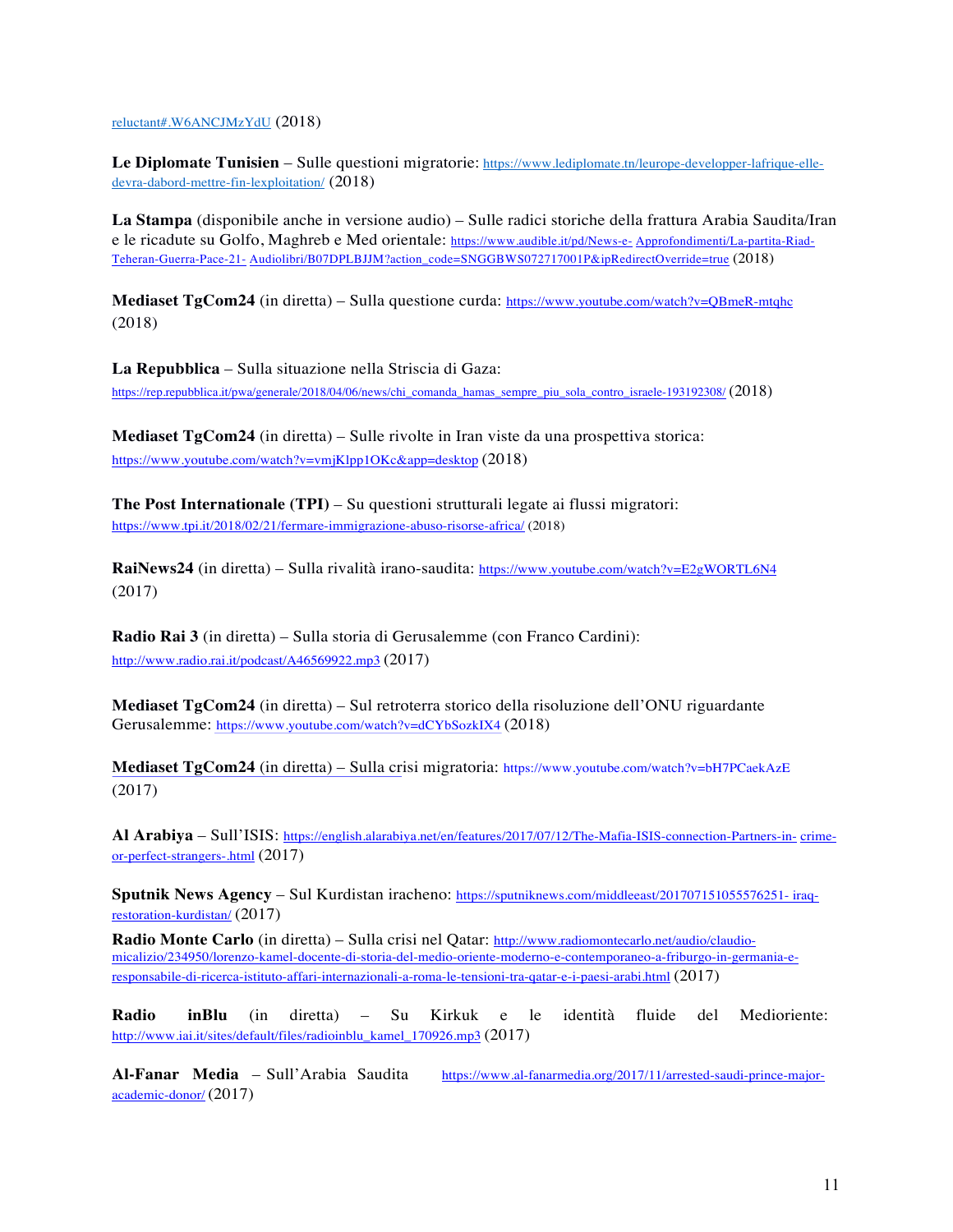reluctant#.W6ANCJMzYdU (2018)

**Le Diplomate Tunisien** – Sulle questioni migratorie: https://www.lediplomate.tn/leurope-developper-lafrique-elle-devra-dabord-mettre-fin-lexploitation/ (2018)

**La Stampa** (disponibile anche in versione audio) – Sulle radici storiche della frattura Arabia Saudita/Iran e le ricadute su Golfo, Maghreb e Med orientale: https://www.audible.it/pd/News-e- Approfondimenti/La-partita-Riad-Teheran-Guerra-Pace-21- Audiolibri/B07DPLBJJM?action_code=SNGGBWS072717001P&ipRedirectOverride=true (2018)

**Mediaset TgCom24** (in diretta) – Sulla questione curda: https://www.youtube.com/watch?v=QBmeR-mtqhc (2018)

**La Repubblica** – Sulla situazione nella Striscia di Gaza: https://rep.repubblica.it/pwa/generale/2018/04/06/news/chi_comanda_hamas_sempre_piu_sola_contro_israele-193192308/ (2018)

**Mediaset TgCom24** (in diretta) – Sulle rivolte in Iran viste da una prospettiva storica: https://www.youtube.com/watch?v=vmjKlpp1OKc&app=desktop (2018)

**The Post Internationale (TPI)** – Su questioni strutturali legate ai flussi migratori: https://www.tpi.it/2018/02/21/fermare-immigrazione-abuso-risorse-africa/ (2018)

**RaiNews24** (in diretta) – Sulla rivalità irano-saudita: https://www.youtube.com/watch?v=E2gWORTL6N4 (2017)

**Radio Rai 3** (in diretta) – Sulla storia di Gerusalemme (con Franco Cardini): http://www.radio.rai.it/podcast/A46569922.mp3 (2017)

**Mediaset TgCom24** (in diretta) – Sul retroterra storico della risoluzione dell'ONU riguardante Gerusalemme: https://www.youtube.com/watch?v=dCYbSozkIX4 (2018)

**Mediaset TgCom24** (in diretta) – Sulla crisi migratoria: https://www.youtube.com/watch?v=bH7PCaekAzE (2017)

**Al Arabiya** – Sull'ISIS: https://english.alarabiya.net/en/features/2017/07/12/The-Mafia-ISIS-connection-Partners-in- crime-or-perfect-strangers-.html (2017)

**Sputnik News Agency** – Sul Kurdistan iracheno: https://sputniknews.com/middleeast/201707151055576251- iraq-restoration-kurdistan/ (2017)

**Radio Monte Carlo** (in diretta) – Sulla crisi nel Qatar: http://www.radiomontecarlo.net/audio/claudio-micalizio/234950/lorenzo-kamel-docente-di-storia-del-medio-oriente-moderno-e-contemporaneo-a-friburgo-in-germania-e-responsabile-di-ricerca-istituto-affari-internazionali-a-roma-le-tensioni-tra-qatar-e-i-paesi-arabi.html (2017)

**Radio inBlu** (in diretta) – Su Kirkuk e le identità fluide del Medioriente: http://www.iai.it/sites/default/files/radioinblu_kamel_170926.mp3 (2017)

**Al-Fanar Media** – Sull'Arabia Saudita https://www.al-fanarmedia.org/2017/11/arrested-saudi-prince-major-academic-donor/ (2017)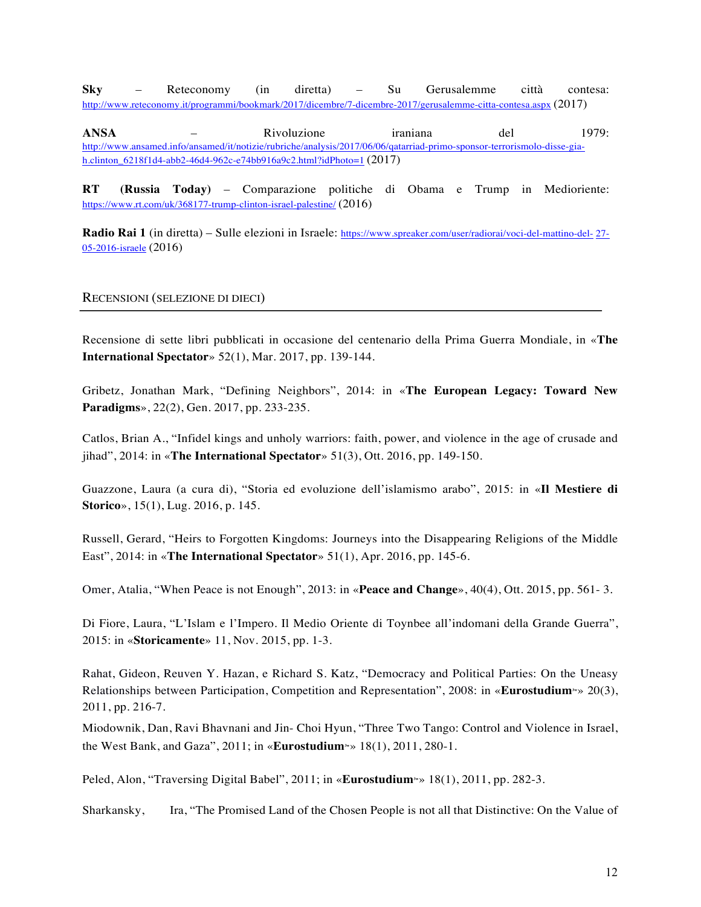**Sky** – Reteconomy (in diretta) – Su Gerusalemme città contesa: http://www.reteconomy.it/programmi/bookmark/2017/dicembre/7-dicembre-2017/gerusalemme-citta-contesa.aspx (2017)

**ANSA** – Rivoluzione iraniana del 1979: http://www.ansamed.info/ansamed/it/notizie/rubriche/analysis/2017/06/06/qatarriad-primo-sponsor-terrorismolo-disse-gia-h.clinton_6218f1d4-abb2-46d4-962c-e74bb916a9c2.html?idPhoto=1 (2017)

**RT (Russia Today)** – Comparazione politiche di Obama e Trump in Medioriente: https://www.rt.com/uk/368177-trump-clinton-israel-palestine/ (2016)

**Radio Rai 1** (in diretta) – Sulle elezioni in Israele: https://www.spreaker.com/user/radiorai/voci-del-mattino-del- 27-05-2016-israele (2016)

## Recensioni (selezione di dieci)

Recensione di sette libri pubblicati in occasione del centenario della Prima Guerra Mondiale, in «**The International Spectator**» 52(1), Mar. 2017, pp. 139-144.

Gribetz, Jonathan Mark, "Defining Neighbors", 2014: in «**The European Legacy: Toward New Paradigms**», 22(2), Gen. 2017, pp. 233-235.

Catlos, Brian A., "Infidel kings and unholy warriors: faith, power, and violence in the age of crusade and jihad", 2014: in «**The International Spectator**» 51(3), Ott. 2016, pp. 149-150.

Guazzone, Laura (a cura di), "Storia ed evoluzione dell'islamismo arabo", 2015: in «**Il Mestiere di Storico**», 15(1), Lug. 2016, p. 145.

Russell, Gerard, "Heirs to Forgotten Kingdoms: Journeys into the Disappearing Religions of the Middle East", 2014: in «**The International Spectator**» 51(1), Apr. 2016, pp. 145-6.

Omer, Atalia, "When Peace is not Enough", 2013: in «**Peace and Change**», 40(4), Ott. 2015, pp. 561- 3.

Di Fiore, Laura, "L'Islam e l'Impero. Il Medio Oriente di Toynbee all'indomani della Grande Guerra", 2015: in «**Storicamente**» 11, Nov. 2015, pp. 1-3.

Rahat, Gideon, Reuven Y. Hazan, e Richard S. Katz, "Democracy and Political Parties: On the Uneasy Relationships between Participation, Competition and Representation", 2008: in «**Eurostudium**[3w]» 20(3), 2011, pp. 216-7.

Miodownik, Dan, Ravi Bhavnani and Jin- Choi Hyun, "Three Two Tango: Control and Violence in Israel, the West Bank, and Gaza", 2011; in «**Eurostudium**[3w]» 18(1), 2011, 280-1.

Peled, Alon, "Traversing Digital Babel", 2011; in «**Eurostudium**[3w]» 18(1), 2011, pp. 282-3.

Sharkansky, Ira, "The Promised Land of the Chosen People is not all that Distinctive: On the Value of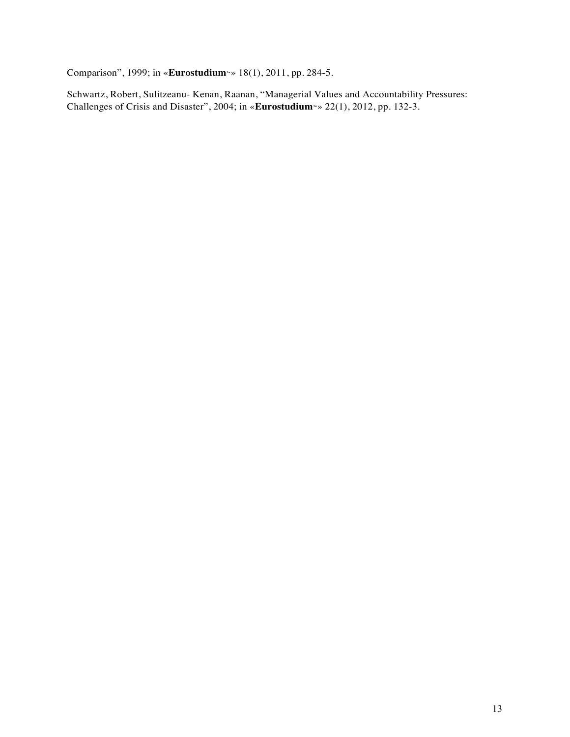Comparison", 1999; in «**Eurostudium**³ʷ» 18(1), 2011, pp. 284-5.

Schwartz, Robert, Sulitzeanu- Kenan, Raanan, "Managerial Values and Accountability Pressures: Challenges of Crisis and Disaster", 2004; in «**Eurostudium**³ʷ» 22(1), 2012, pp. 132-3.